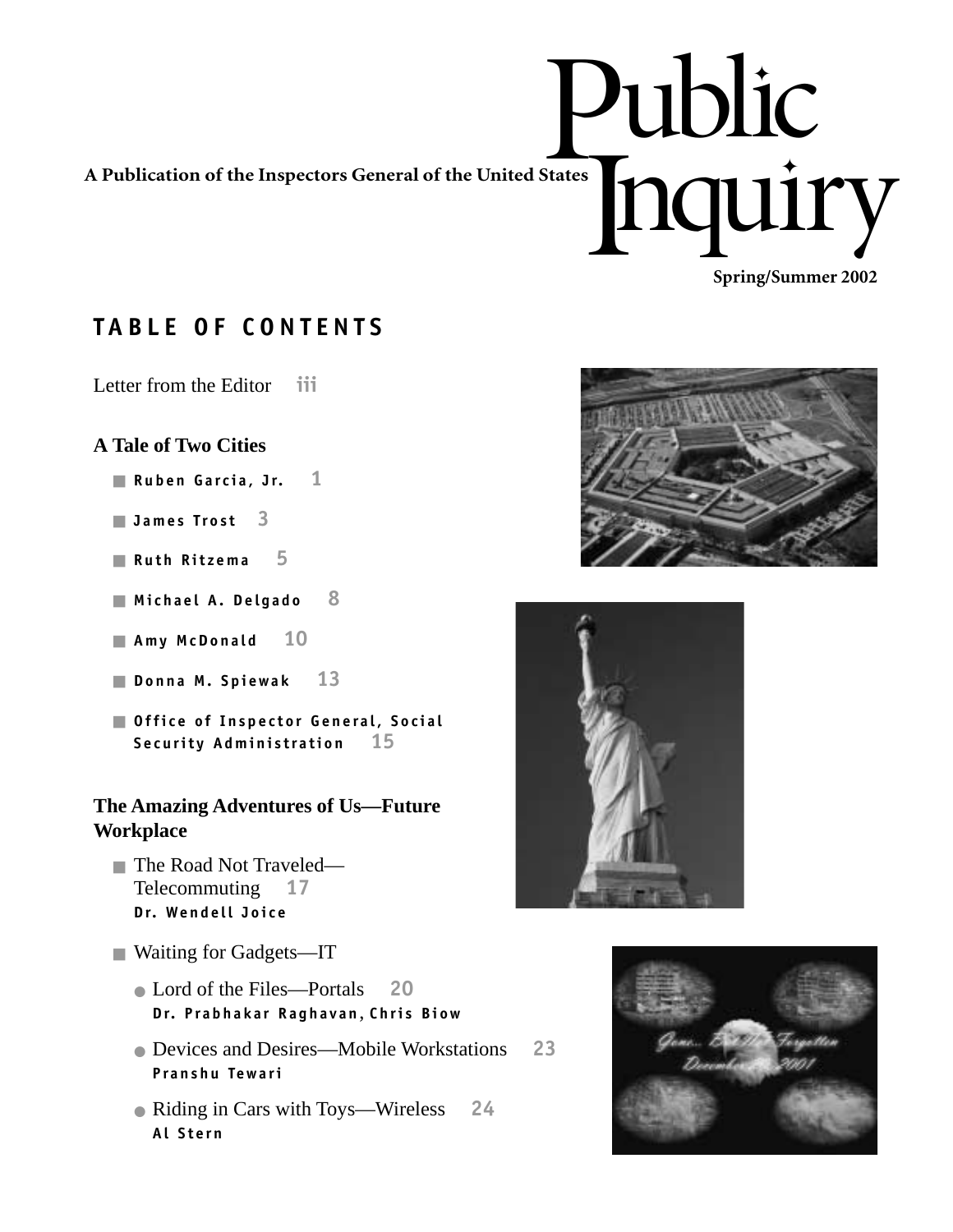A Publication of the Inspectors General of the United States

# Public Inquiry

Spring/Summer 2002

## TABLE OF CONTENTS

Letter from the Editor iii

### A Tale of Two Cities

- **Ruben Garcia, Jr.** 1
- **James Trost** 3
- **Ruth Ritzema** 5
- **Michael A. Delgado** 8
- **Amy McDonald** 10
- **Donna M. Spiewak** 13
- **Office of Inspector General, Social Security Administration** 15

### The Amazing Adventures of Us—Future Workplace

- The Road Not Traveled—Telecommuting 17
  **Dr. Wendell Joice**
- Waiting for Gadgets—IT
  - Lord of the Files—Portals 20
    **Dr. Prabhakar Raghavan, Chris Biow**
  - Devices and Desires—Mobile Workstations 23
    **Pranshu Tewari**
  - Riding in Cars with Toys—Wireless 24
    **Al Stern**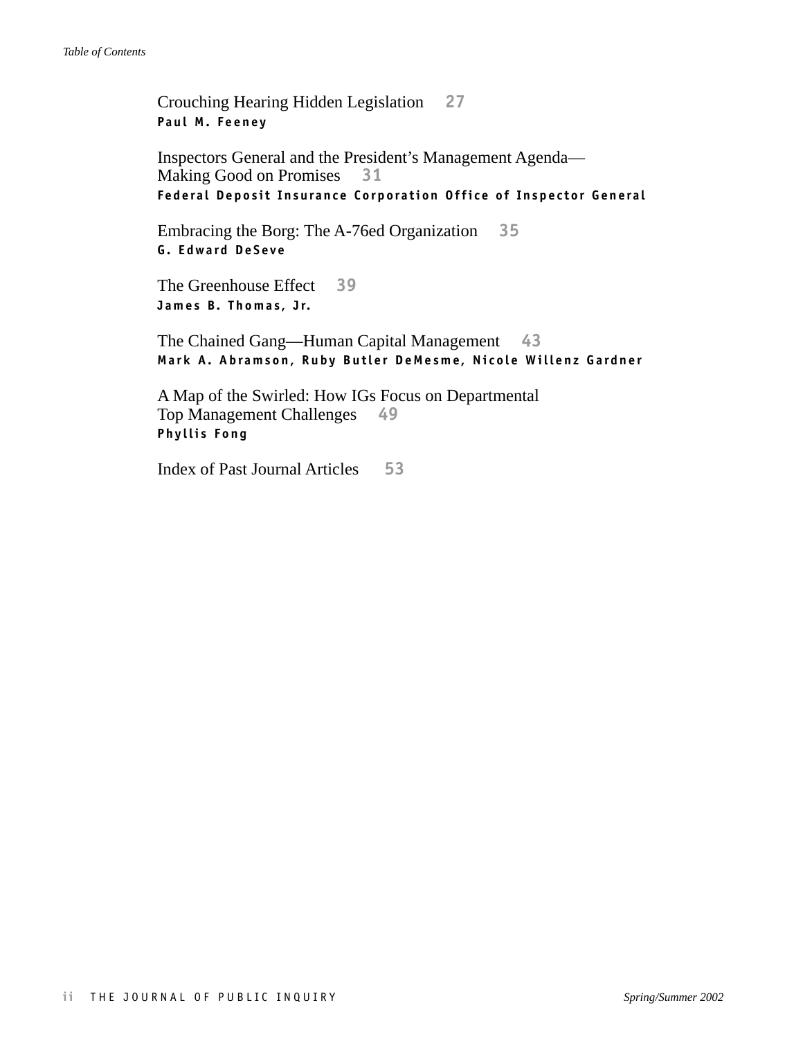Crouching Hearing Hidden Legislation 27
**Paul M. Feeney**

Inspectors General and the President's Management Agenda—Making Good on Promises 31
**Federal Deposit Insurance Corporation Office of Inspector General**

Embracing the Borg: The A-76ed Organization 35
**G. Edward DeSeve**

The Greenhouse Effect 39
**James B. Thomas, Jr.**

The Chained Gang—Human Capital Management 43
**Mark A. Abramson, Ruby Butler DeMesme, Nicole Willenz Gardner**

A Map of the Swirled: How IGs Focus on Departmental Top Management Challenges 49
**Phyllis Fong**

Index of Past Journal Articles 53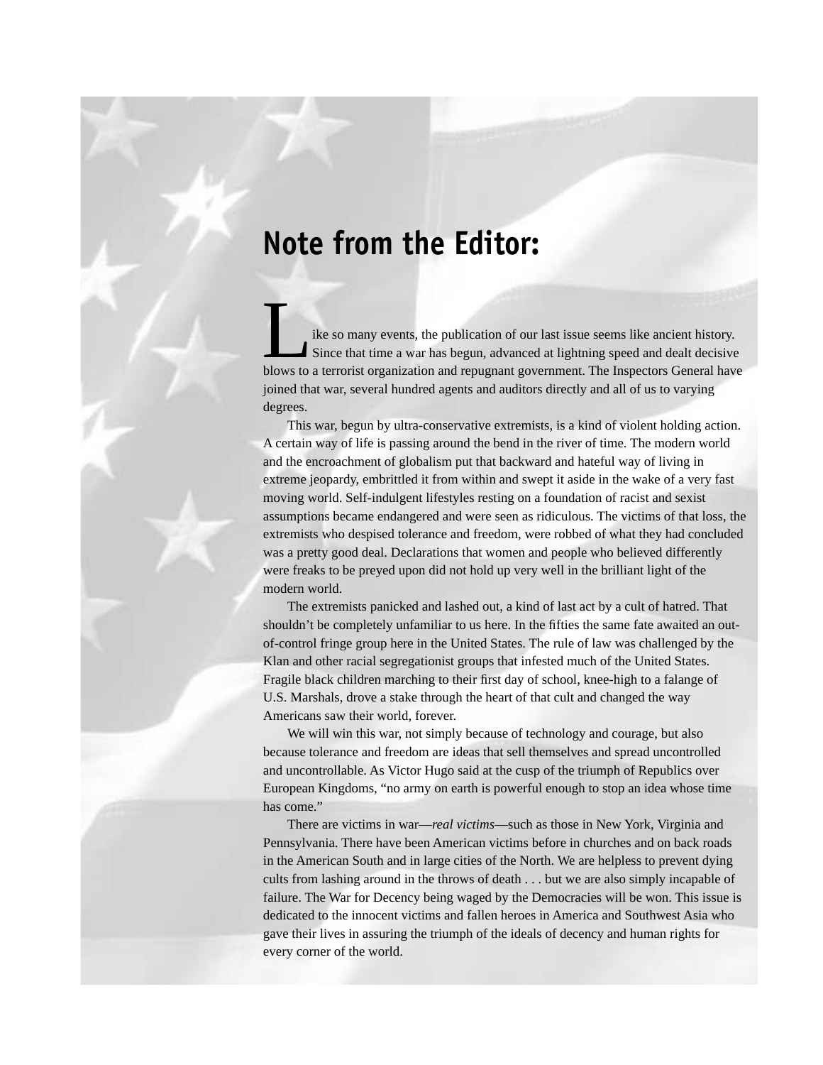## Note from the Editor:

Like so many events, the publication of our last issue seems like ancient history. Since that time a war has begun, advanced at lightning speed and dealt decisive blows to a terrorist organization and repugnant government. The Inspectors General have joined that war, several hundred agents and auditors directly and all of us to varying degrees.

This war, begun by ultra-conservative extremists, is a kind of violent holding action. A certain way of life is passing around the bend in the river of time. The modern world and the encroachment of globalism put that backward and hateful way of living in extreme jeopardy, embrittled it from within and swept it aside in the wake of a very fast moving world. Self-indulgent lifestyles resting on a foundation of racist and sexist assumptions became endangered and were seen as ridiculous. The victims of that loss, the extremists who despised tolerance and freedom, were robbed of what they had concluded was a pretty good deal. Declarations that women and people who believed differently were freaks to be preyed upon did not hold up very well in the brilliant light of the modern world.

The extremists panicked and lashed out, a kind of last act by a cult of hatred. That shouldn't be completely unfamiliar to us here. In the fifties the same fate awaited an out-of-control fringe group here in the United States. The rule of law was challenged by the Klan and other racial segregationist groups that infested much of the United States. Fragile black children marching to their first day of school, knee-high to a falange of U.S. Marshals, drove a stake through the heart of that cult and changed the way Americans saw their world, forever.

We will win this war, not simply because of technology and courage, but also because tolerance and freedom are ideas that sell themselves and spread uncontrolled and uncontrollable. As Victor Hugo said at the cusp of the triumph of Republics over European Kingdoms, "no army on earth is powerful enough to stop an idea whose time has come."

There are victims in war—*real victims*—such as those in New York, Virginia and Pennsylvania. There have been American victims before in churches and on back roads in the American South and in large cities of the North. We are helpless to prevent dying cults from lashing around in the throws of death . . . but we are also simply incapable of failure. The War for Decency being waged by the Democracies will be won. This issue is dedicated to the innocent victims and fallen heroes in America and Southwest Asia who gave their lives in assuring the triumph of the ideals of decency and human rights for every corner of the world.